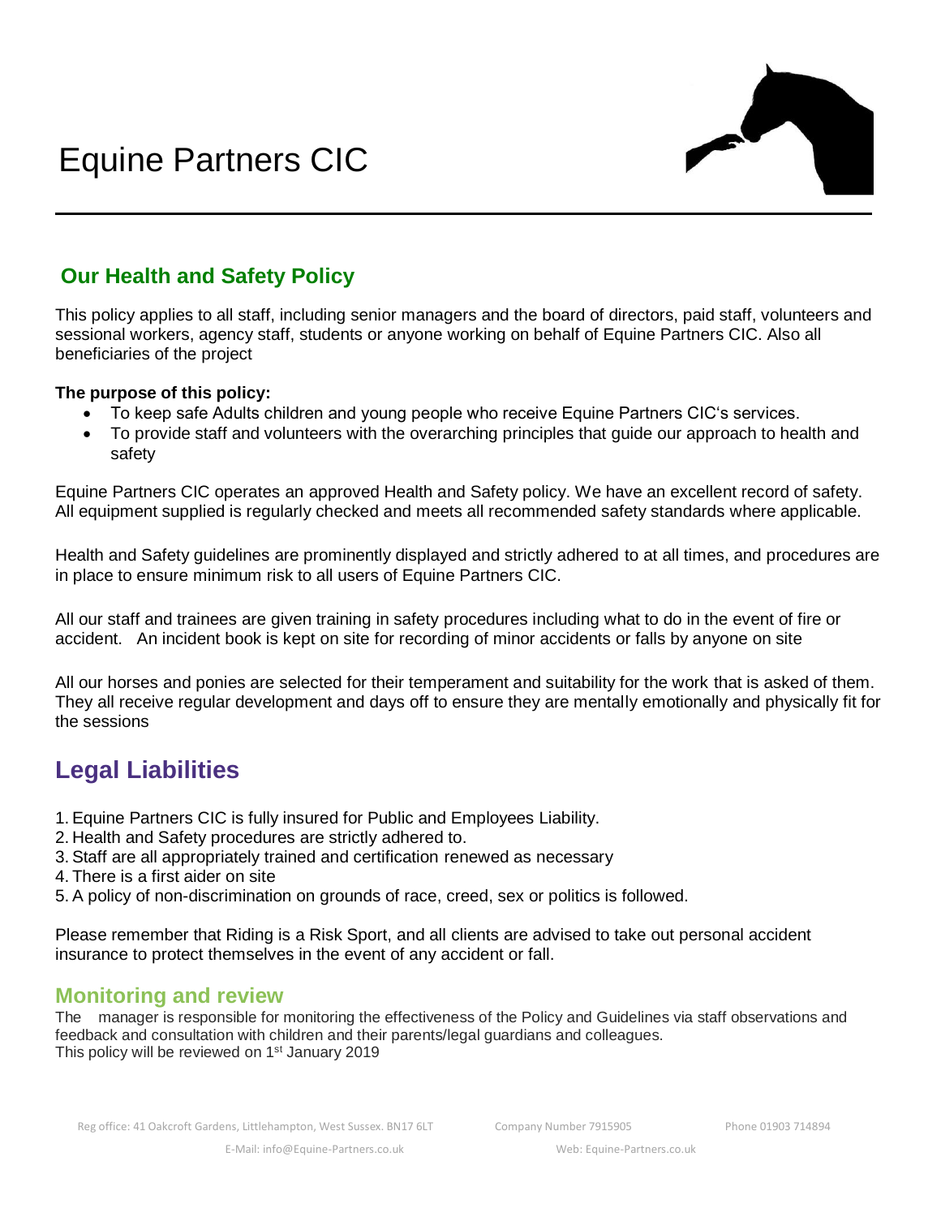# Equine Partners CIC

## Our Health and Safety Policy

This policy applies to all staff, including senior managers and the board of directors, paid staff, volunteers and sessional workers, agency staff, students or anyone working on behalf of Equine Partners CIC. Also all beneficiaries of the project

**The purpose of this policy:**

- To keep safe Adults children and young people who receive Equine Partners CIC's services.
- To provide staff and volunteers with the overarching principles that guide our approach to health and safety

Equine Partners CIC operates an approved Health and Safety policy. We have an excellent record of safety. All equipment supplied is regularly checked and meets all recommended safety standards where applicable.

Health and Safety guidelines are prominently displayed and strictly adhered to at all times, and procedures are in place to ensure minimum risk to all users of Equine Partners CIC.

All our staff and trainees are given training in safety procedures including what to do in the event of fire or accident. An incident book is kept on site for recording of minor accidents or falls by anyone on site

All our horses and ponies are selected for their temperament and suitability for the work that is asked of them. They all receive regular development and days off to ensure they are mentally emotionally and physically fit for the sessions

## Legal Liabilities

1. Equine Partners CIC is fully insured for Public and Employees Liability.
2. Health and Safety procedures are strictly adhered to.
3. Staff are all appropriately trained and certification renewed as necessary
4. There is a first aider on site
5. A policy of non-discrimination on grounds of race, creed, sex or politics is followed.

Please remember that Riding is a Risk Sport, and all clients are advised to take out personal accident insurance to protect themselves in the event of any accident or fall.

### Monitoring and review

The manager is responsible for monitoring the effectiveness of the Policy and Guidelines via staff observations and feedback and consultation with children and their parents/legal guardians and colleagues.
This policy will be reviewed on 1st January 2019

Reg office: 41 Oakcroft Gardens, Littlehampton, West Sussex. BN17 6LT Company Number 7915905 Phone 01903 714894
E-Mail: info@Equine-Partners.co.uk Web: Equine-Partners.co.uk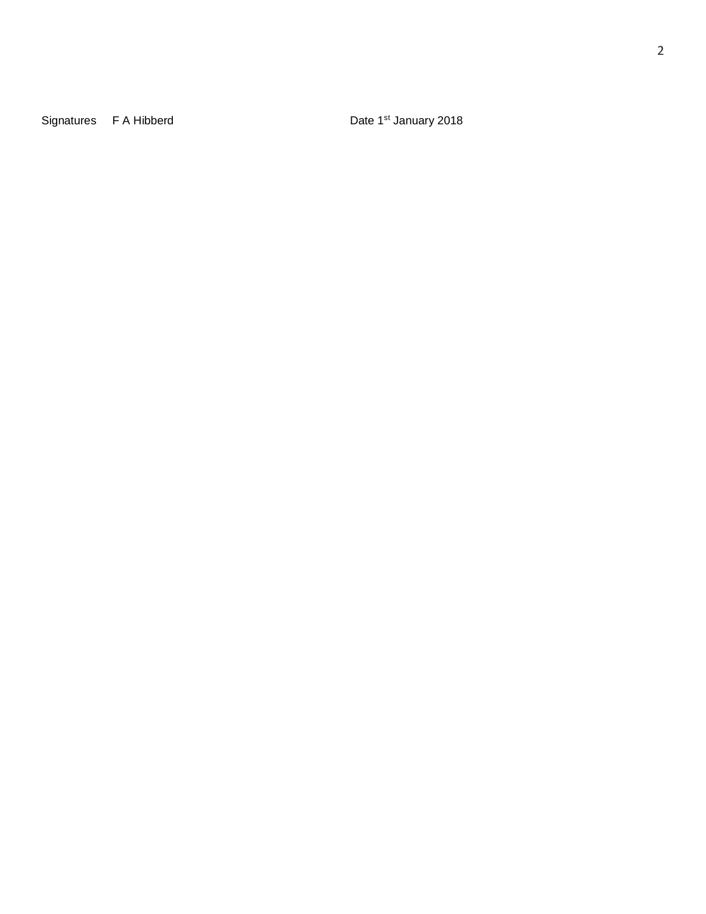Signatures F A Hibberd Date 1st January 2018